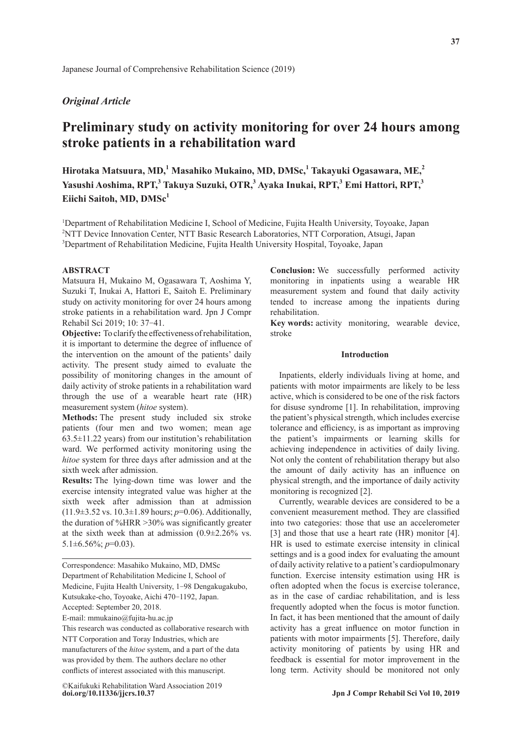Japanese Journal of Comprehensive Rehabilitation Science (2019)

*Original Article*

# Preliminary study on activity monitoring for over 24 hours among stroke patients in a rehabilitation ward

**Hirotaka Matsuura, MD,[1] Masahiko Mukaino, MD, DMSc,[1] Takayuki Ogasawara, ME,[2] Yasushi Aoshima, RPT,[3] Takuya Suzuki, OTR,[3] Ayaka Inukai, RPT,[3] Emi Hattori, RPT,[3] Eiichi Saitoh, MD, DMSc[1]**

[1]Department of Rehabilitation Medicine I, School of Medicine, Fujita Health University, Toyoake, Japan
[2]NTT Device Innovation Center, NTT Basic Research Laboratories, NTT Corporation, Atsugi, Japan
[3]Department of Rehabilitation Medicine, Fujita Health University Hospital, Toyoake, Japan

## ABSTRACT

Matsuura H, Mukaino M, Ogasawara T, Aoshima Y, Suzuki T, Inukai A, Hattori E, Saitoh E. Preliminary study on activity monitoring for over 24 hours among stroke patients in a rehabilitation ward. Jpn J Compr Rehabil Sci 2019; 10: 37−41.

**Objective:** To clarify the effectiveness of rehabilitation, it is important to determine the degree of influence of the intervention on the amount of the patients' daily activity. The present study aimed to evaluate the possibility of monitoring changes in the amount of daily activity of stroke patients in a rehabilitation ward through the use of a wearable heart rate (HR) measurement system (*hitoe* system).

**Methods:** The present study included six stroke patients (four men and two women; mean age 63.5±11.22 years) from our institution's rehabilitation ward. We performed activity monitoring using the *hitoe* system for three days after admission and at the sixth week after admission.

**Results:** The lying-down time was lower and the exercise intensity integrated value was higher at the sixth week after admission than at admission (11.9±3.52 vs. 10.3±1.89 hours; $p$=0.06). Additionally, the duration of %HRR >30% was significantly greater at the sixth week than at admission (0.9±2.26% vs. 5.1±6.56%; $p$=0.03).

**Conclusion:** We successfully performed activity monitoring in inpatients using a wearable HR measurement system and found that daily activity tended to increase among the inpatients during rehabilitation.

**Key words:** activity monitoring, wearable device, stroke

---

Correspondence: Masahiko Mukaino, MD, DMSc
Department of Rehabilitation Medicine I, School of Medicine, Fujita Health University, 1−98 Dengakugakubo, Kutsukake-cho, Toyoake, Aichi 470−1192, Japan.
Accepted: September 20, 2018.
E-mail: mmukaino@fujita-hu.ac.jp
This research was conducted as collaborative research with NTT Corporation and Toray Industries, which are manufacturers of the *hitoe* system, and a part of the data was provided by them. The authors declare no other conflicts of interest associated with this manuscript.

©Kaifukuki Rehabilitation Ward Association 2019
**doi.org/10.11336/jjcrs.10.37**

## Introduction

Inpatients, elderly individuals living at home, and patients with motor impairments are likely to be less active, which is considered to be one of the risk factors for disuse syndrome [1]. In rehabilitation, improving the patient's physical strength, which includes exercise tolerance and efficiency, is as important as improving the patient's impairments or learning skills for achieving independence in activities of daily living. Not only the content of rehabilitation therapy but also the amount of daily activity has an influence on physical strength, and the importance of daily activity monitoring is recognized [2].

Currently, wearable devices are considered to be a convenient measurement method. They are classified into two categories: those that use an accelerometer [3] and those that use a heart rate (HR) monitor [4]. HR is used to estimate exercise intensity in clinical settings and is a good index for evaluating the amount of daily activity relative to a patient's cardiopulmonary function. Exercise intensity estimation using HR is often adopted when the focus is exercise tolerance, as in the case of cardiac rehabilitation, and is less frequently adopted when the focus is motor function. In fact, it has been mentioned that the amount of daily activity has a great influence on motor function in patients with motor impairments [5]. Therefore, daily activity monitoring of patients by using HR and feedback is essential for motor improvement in the long term. Activity should be monitored not only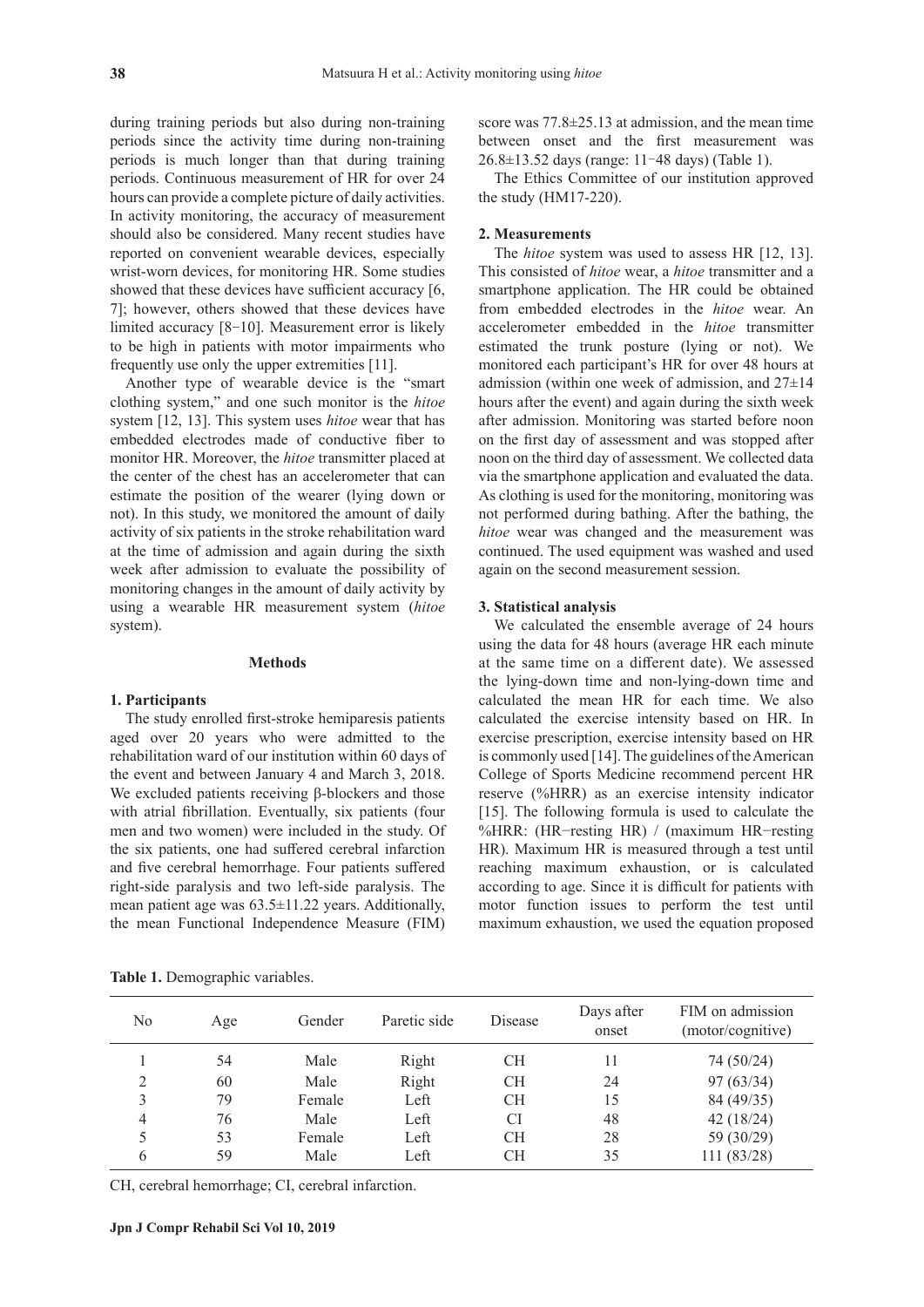during training periods but also during non-training periods since the activity time during non-training periods is much longer than that during training periods. Continuous measurement of HR for over 24 hours can provide a complete picture of daily activities. In activity monitoring, the accuracy of measurement should also be considered. Many recent studies have reported on convenient wearable devices, especially wrist-worn devices, for monitoring HR. Some studies showed that these devices have sufficient accuracy [6, 7]; however, others showed that these devices have limited accuracy [8−10]. Measurement error is likely to be high in patients with motor impairments who frequently use only the upper extremities [11].

Another type of wearable device is the "smart clothing system," and one such monitor is the *hitoe* system [12, 13]. This system uses *hitoe* wear that has embedded electrodes made of conductive fiber to monitor HR. Moreover, the *hitoe* transmitter placed at the center of the chest has an accelerometer that can estimate the position of the wearer (lying down or not). In this study, we monitored the amount of daily activity of six patients in the stroke rehabilitation ward at the time of admission and again during the sixth week after admission to evaluate the possibility of monitoring changes in the amount of daily activity by using a wearable HR measurement system (*hitoe* system).

## Methods

### 1. Participants

The study enrolled first-stroke hemiparesis patients aged over 20 years who were admitted to the rehabilitation ward of our institution within 60 days of the event and between January 4 and March 3, 2018. We excluded patients receiving β-blockers and those with atrial fibrillation. Eventually, six patients (four men and two women) were included in the study. Of the six patients, one had suffered cerebral infarction and five cerebral hemorrhage. Four patients suffered right-side paralysis and two left-side paralysis. The mean patient age was 63.5±11.22 years. Additionally, the mean Functional Independence Measure (FIM) score was 77.8±25.13 at admission, and the mean time between onset and the first measurement was 26.8±13.52 days (range: 11‒48 days) (Table 1).

The Ethics Committee of our institution approved the study (HM17-220).

### 2. Measurements

The *hitoe* system was used to assess HR [12, 13]. This consisted of *hitoe* wear, a *hitoe* transmitter and a smartphone application. The HR could be obtained from embedded electrodes in the *hitoe* wear. An accelerometer embedded in the *hitoe* transmitter estimated the trunk posture (lying or not). We monitored each participant's HR for over 48 hours at admission (within one week of admission, and 27±14 hours after the event) and again during the sixth week after admission. Monitoring was started before noon on the first day of assessment and was stopped after noon on the third day of assessment. We collected data via the smartphone application and evaluated the data. As clothing is used for the monitoring, monitoring was not performed during bathing. After the bathing, the *hitoe* wear was changed and the measurement was continued. The used equipment was washed and used again on the second measurement session.

### 3. Statistical analysis

We calculated the ensemble average of 24 hours using the data for 48 hours (average HR each minute at the same time on a different date). We assessed the lying-down time and non-lying-down time and calculated the mean HR for each time. We also calculated the exercise intensity based on HR. In exercise prescription, exercise intensity based on HR is commonly used [14]. The guidelines of the American College of Sports Medicine recommend percent HR reserve (%HRR) as an exercise intensity indicator [15]. The following formula is used to calculate the %HRR: (HR−resting HR) / (maximum HR−resting HR). Maximum HR is measured through a test until reaching maximum exhaustion, or is calculated according to age. Since it is difficult for patients with motor function issues to perform the test until maximum exhaustion, we used the equation proposed

**Table 1.** Demographic variables.

| No | Age | Gender | Paretic side | Disease | Days after onset | FIM on admission (motor/cognitive) |
|---|---|---|---|---|---|---|
| 1 | 54 | Male | Right | CH | 11 | 74 (50/24) |
| 2 | 60 | Male | Right | CH | 24 | 97 (63/34) |
| 3 | 79 | Female | Left | CH | 15 | 84 (49/35) |
| 4 | 76 | Male | Left | CI | 48 | 42 (18/24) |
| 5 | 53 | Female | Left | CH | 28 | 59 (30/29) |
| 6 | 59 | Male | Left | CH | 35 | 111 (83/28) |

CH, cerebral hemorrhage; CI, cerebral infarction.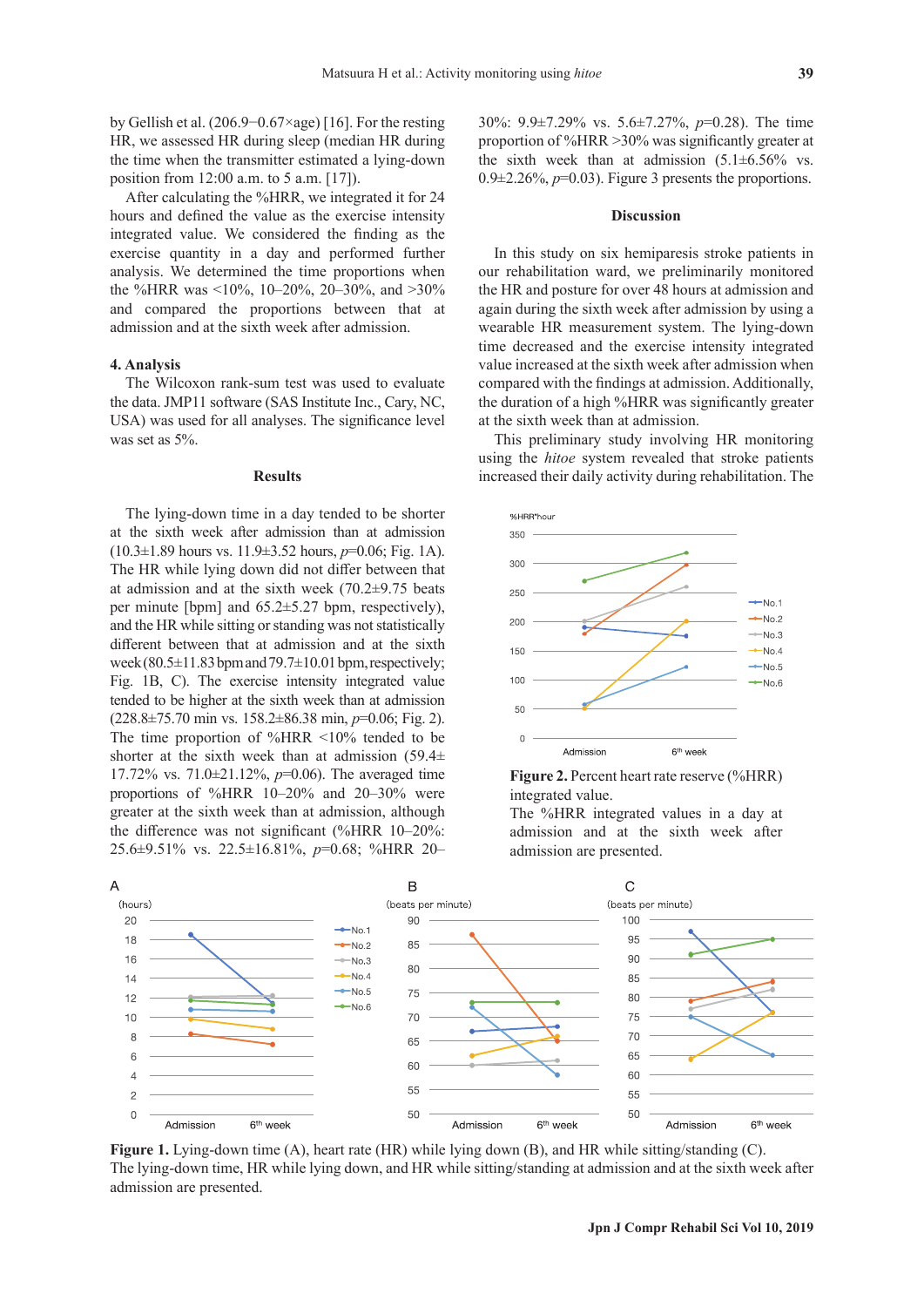by Gellish et al. (206.9−0.67×age) [16]. For the resting HR, we assessed HR during sleep (median HR during the time when the transmitter estimated a lying-down position from 12:00 a.m. to 5 a.m. [17]).

After calculating the %HRR, we integrated it for 24 hours and defined the value as the exercise intensity integrated value. We considered the finding as the exercise quantity in a day and performed further analysis. We determined the time proportions when the %HRR was <10%, 10–20%, 20–30%, and >30% and compared the proportions between that at admission and at the sixth week after admission.

### 4. Analysis

The Wilcoxon rank-sum test was used to evaluate the data. JMP11 software (SAS Institute Inc., Cary, NC, USA) was used for all analyses. The significance level was set as 5%.

## Results

The lying-down time in a day tended to be shorter at the sixth week after admission than at admission (10.3±1.89 hours vs. 11.9±3.52 hours, $p$=0.06; Fig. 1A). The HR while lying down did not differ between that at admission and at the sixth week (70.2±9.75 beats per minute [bpm] and 65.2±5.27 bpm, respectively), and the HR while sitting or standing was not statistically different between that at admission and at the sixth week (80.5±11.83 bpm and 79.7±10.01 bpm, respectively; Fig. 1B, C). The exercise intensity integrated value tended to be higher at the sixth week than at admission (228.8±75.70 min vs. 158.2±86.38 min, $p$=0.06; Fig. 2). The time proportion of %HRR <10% tended to be shorter at the sixth week than at admission (59.4±17.72% vs. 71.0±21.12%, $p$=0.06). The averaged time proportions of %HRR 10–20% and 20–30% were greater at the sixth week than at admission, although the difference was not significant (%HRR 10–20%: 25.6±9.51% vs. 22.5±16.81%, $p$=0.68; %HRR 20–30%: 9.9±7.29% vs. 5.6±7.27%, $p$=0.28). The time proportion of %HRR >30% was significantly greater at the sixth week than at admission (5.1±6.56% vs. 0.9±2.26%, $p$=0.03). Figure 3 presents the proportions.

## Discussion

In this study on six hemiparesis stroke patients in our rehabilitation ward, we preliminarily monitored the HR and posture for over 48 hours at admission and again during the sixth week after admission by using a wearable HR measurement system. The lying-down time decreased and the exercise intensity integrated value increased at the sixth week after admission when compared with the findings at admission. Additionally, the duration of a high %HRR was significantly greater at the sixth week than at admission.

This preliminary study involving HR monitoring using the *hitoe* system revealed that stroke patients increased their daily activity during rehabilitation. The

**Figure 2.** Percent heart rate reserve (%HRR) integrated value.
The %HRR integrated values in a day at admission and at the sixth week after admission are presented.

**Figure 1.** Lying-down time (A), heart rate (HR) while lying down (B), and HR while sitting/standing (C).
The lying-down time, HR while lying down, and HR while sitting/standing at admission and at the sixth week after admission are presented.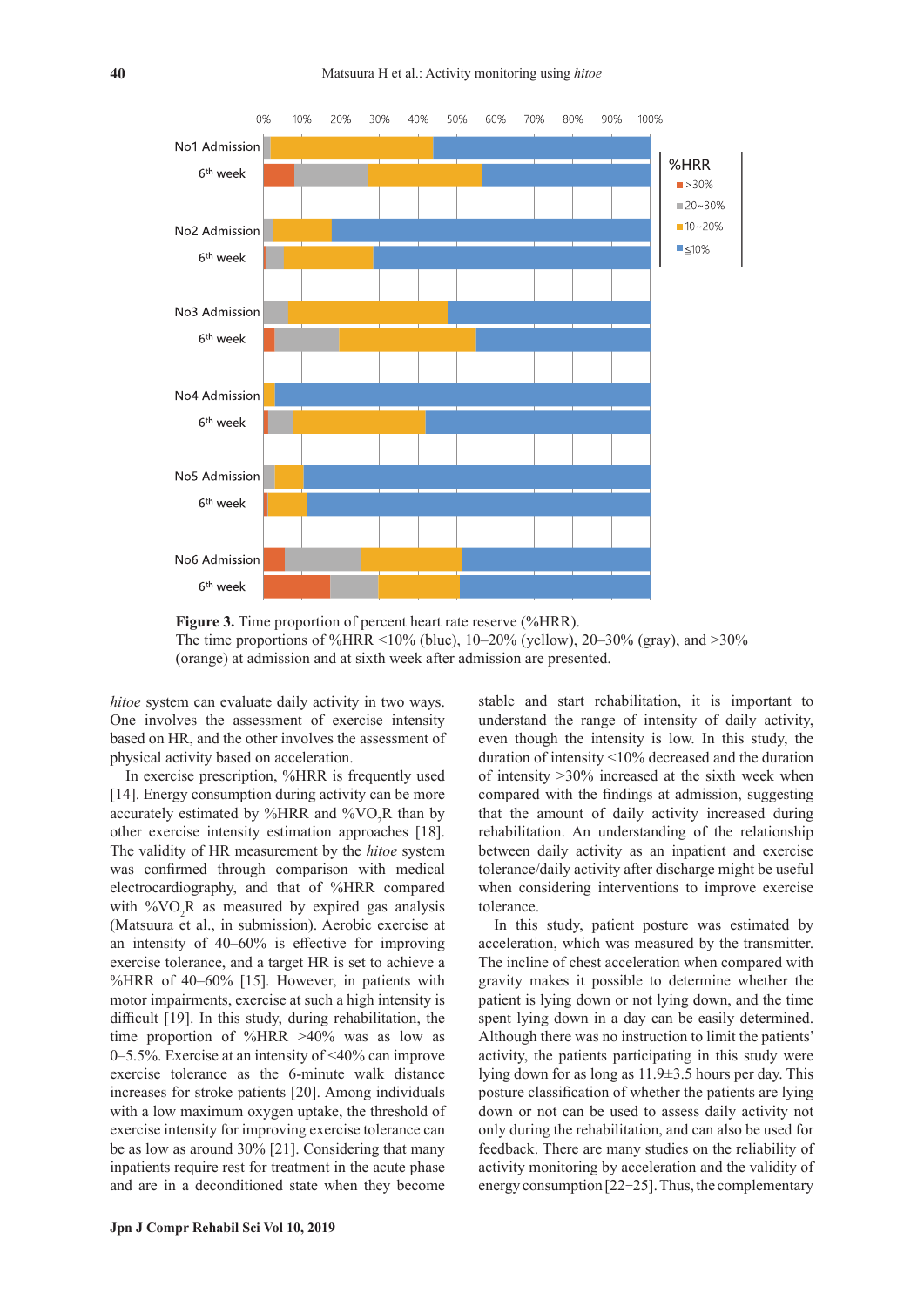**Figure 3.** Time proportion of percent heart rate reserve (%HRR).
The time proportions of %HRR <10% (blue), 10–20% (yellow), 20–30% (gray), and >30% (orange) at admission and at sixth week after admission are presented.

*hitoe* system can evaluate daily activity in two ways. One involves the assessment of exercise intensity based on HR, and the other involves the assessment of physical activity based on acceleration.

In exercise prescription, %HRR is frequently used [14]. Energy consumption during activity can be more accurately estimated by %HRR and $\%VO_2R$ than by other exercise intensity estimation approaches [18]. The validity of HR measurement by the *hitoe* system was confirmed through comparison with medical electrocardiography, and that of %HRR compared with $\%VO_2R$ as measured by expired gas analysis (Matsuura et al., in submission). Aerobic exercise at an intensity of 40–60% is effective for improving exercise tolerance, and a target HR is set to achieve a %HRR of 40–60% [15]. However, in patients with motor impairments, exercise at such a high intensity is difficult [19]. In this study, during rehabilitation, the time proportion of %HRR >40% was as low as 0–5.5%. Exercise at an intensity of <40% can improve exercise tolerance as the 6-minute walk distance increases for stroke patients [20]. Among individuals with a low maximum oxygen uptake, the threshold of exercise intensity for improving exercise tolerance can be as low as around 30% [21]. Considering that many inpatients require rest for treatment in the acute phase and are in a deconditioned state when they become stable and start rehabilitation, it is important to understand the range of intensity of daily activity, even though the intensity is low. In this study, the duration of intensity <10% decreased and the duration of intensity >30% increased at the sixth week when compared with the findings at admission, suggesting that the amount of daily activity increased during rehabilitation. An understanding of the relationship between daily activity as an inpatient and exercise tolerance/daily activity after discharge might be useful when considering interventions to improve exercise tolerance.

In this study, patient posture was estimated by acceleration, which was measured by the transmitter. The incline of chest acceleration when compared with gravity makes it possible to determine whether the patient is lying down or not lying down, and the time spent lying down in a day can be easily determined. Although there was no instruction to limit the patients' activity, the patients participating in this study were lying down for as long as 11.9±3.5 hours per day. This posture classification of whether the patients are lying down or not can be used to assess daily activity not only during the rehabilitation, and can also be used for feedback. There are many studies on the reliability of activity monitoring by acceleration and the validity of energy consumption [22–25]. Thus, the complementary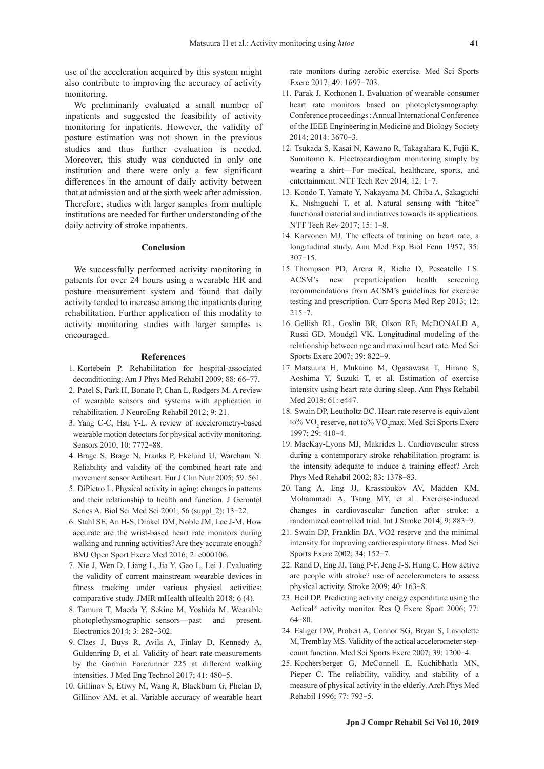use of the acceleration acquired by this system might also contribute to improving the accuracy of activity monitoring.

We preliminarily evaluated a small number of inpatients and suggested the feasibility of activity monitoring for inpatients. However, the validity of posture estimation was not shown in the previous studies and thus further evaluation is needed. Moreover, this study was conducted in only one institution and there were only a few significant differences in the amount of daily activity between that at admission and at the sixth week after admission. Therefore, studies with larger samples from multiple institutions are needed for further understanding of the daily activity of stroke inpatients.

## Conclusion

We successfully performed activity monitoring in patients for over 24 hours using a wearable HR and posture measurement system and found that daily activity tended to increase among the inpatients during rehabilitation. Further application of this modality to activity monitoring studies with larger samples is encouraged.

## References

1. Kortebein P. Rehabilitation for hospital-associated deconditioning. Am J Phys Med Rehabil 2009; 88: 66−77.
2. Patel S, Park H, Bonato P, Chan L, Rodgers M. A review of wearable sensors and systems with application in rehabilitation. J NeuroEng Rehabil 2012; 9: 21.
3. Yang C-C, Hsu Y-L. A review of accelerometry-based wearable motion detectors for physical activity monitoring. Sensors 2010; 10: 7772−88.
4. Brage S, Brage N, Franks P, Ekelund U, Wareham N. Reliability and validity of the combined heart rate and movement sensor Actiheart. Eur J Clin Nutr 2005; 59: 561.
5. DiPietro L. Physical activity in aging: changes in patterns and their relationship to health and function. J Gerontol Series A. Biol Sci Med Sci 2001; 56 (suppl_2): 13−22.
6. Stahl SE, An H-S, Dinkel DM, Noble JM, Lee J-M. How accurate are the wrist-based heart rate monitors during walking and running activities? Are they accurate enough? BMJ Open Sport Exerc Med 2016; 2: e000106.
7. Xie J, Wen D, Liang L, Jia Y, Gao L, Lei J. Evaluating the validity of current mainstream wearable devices in fitness tracking under various physical activities: comparative study. JMIR mHealth uHealth 2018; 6 (4).
8. Tamura T, Maeda Y, Sekine M, Yoshida M. Wearable photoplethysmographic sensors—past and present. Electronics 2014; 3: 282−302.
9. Claes J, Buys R, Avila A, Finlay D, Kennedy A, Guldenring D, et al. Validity of heart rate measurements by the Garmin Forerunner 225 at different walking intensities. J Med Eng Technol 2017; 41: 480−5.
10. Gillinov S, Etiwy M, Wang R, Blackburn G, Phelan D, Gillinov AM, et al. Variable accuracy of wearable heart rate monitors during aerobic exercise. Med Sci Sports Exerc 2017; 49: 1697−703.
11. Parak J, Korhonen I. Evaluation of wearable consumer heart rate monitors based on photopletysmography. Conference proceedings: Annual International Conference of the IEEE Engineering in Medicine and Biology Society 2014; 2014: 3670−3.
12. Tsukada S, Kasai N, Kawano R, Takagahara K, Fujii K, Sumitomo K. Electrocardiogram monitoring simply by wearing a shirt—For medical, healthcare, sports, and entertainment. NTT Tech Rev 2014; 12: 1−7.
13. Kondo T, Yamato Y, Nakayama M, Chiba A, Sakaguchi K, Nishiguchi T, et al. Natural sensing with "hitoe" functional material and initiatives towards its applications. NTT Tech Rev 2017; 15: 1−8.
14. Karvonen MJ. The effects of training on heart rate; a longitudinal study. Ann Med Exp Biol Fenn 1957; 35: 307−15.
15. Thompson PD, Arena R, Riebe D, Pescatello LS. ACSM's new preparticipation health screening recommendations from ACSM's guidelines for exercise testing and prescription. Curr Sports Med Rep 2013; 12: 215−7.
16. Gellish RL, Goslin BR, Olson RE, McDONALD A, Russi GD, Moudgil VK. Longitudinal modeling of the relationship between age and maximal heart rate. Med Sci Sports Exerc 2007; 39: 822−9.
17. Matsuura H, Mukaino M, Ogasawasa T, Hirano S, Aoshima Y, Suzuki T, et al. Estimation of exercise intensity using heart rate during sleep. Ann Phys Rehabil Med 2018; 61: e447.
18. Swain DP, Leutholtz BC. Heart rate reserve is equivalent to% $VO_2$ reserve, not to% $VO_2$max. Med Sci Sports Exerc 1997; 29: 410−4.
19. MacKay-Lyons MJ, Makrides L. Cardiovascular stress during a contemporary stroke rehabilitation program: is the intensity adequate to induce a training effect? Arch Phys Med Rehabil 2002; 83: 1378−83.
20. Tang A, Eng JJ, Krassioukov AV, Madden KM, Mohammadi A, Tsang MY, et al. Exercise-induced changes in cardiovascular function after stroke: a randomized controlled trial. Int J Stroke 2014; 9: 883−9.
21. Swain DP, Franklin BA. VO2 reserve and the minimal intensity for improving cardiorespiratory fitness. Med Sci Sports Exerc 2002; 34: 152−7.
22. Rand D, Eng JJ, Tang P-F, Jeng J-S, Hung C. How active are people with stroke? use of accelerometers to assess physical activity. Stroke 2009; 40: 163−8.
23. Heil DP. Predicting activity energy expenditure using the Actical® activity monitor. Res Q Exerc Sport 2006; 77: 64−80.
24. Esliger DW, Probert A, Connor SG, Bryan S, Laviolette M, Tremblay MS. Validity of the actical accelerometer step-count function. Med Sci Sports Exerc 2007; 39: 1200−4.
25. Kochersberger G, McConnell E, Kuchibhatla MN, Pieper C. The reliability, validity, and stability of a measure of physical activity in the elderly. Arch Phys Med Rehabil 1996; 77: 793−5.